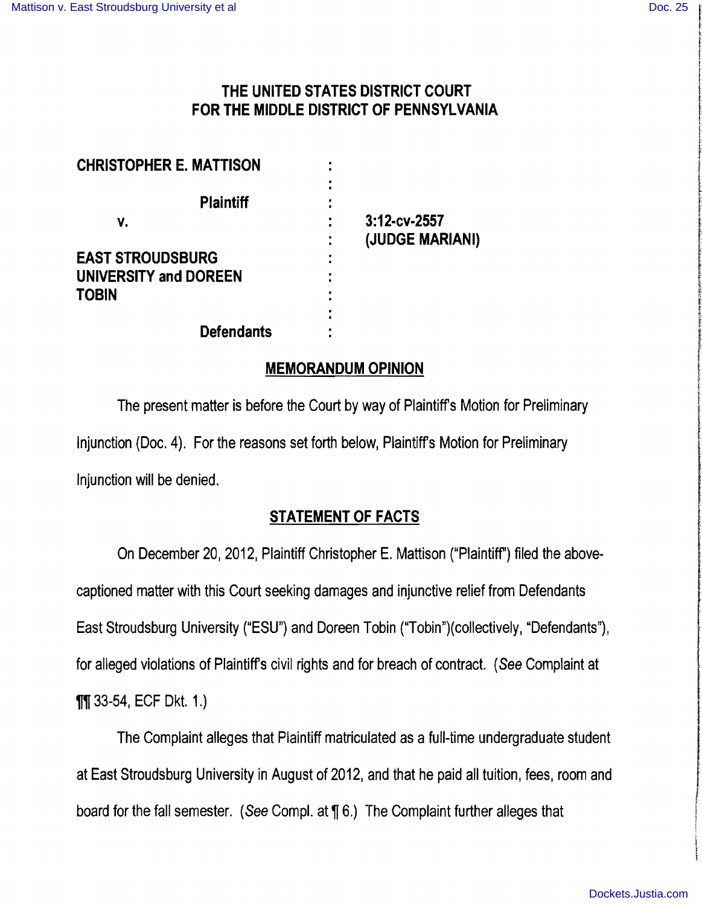# THE UNITED STATES DISTRICT COURT FOR THE MIDDLE DISTRICT OF PENNSYLVANIA

**CHRISTOPHER E. MATTISON**

**Plaintiff**

**v.**

**EAST STROUDSBURG UNIVERSITY and DOREEN TOBIN**

**Defendants**

**3:12-cv-2557 (JUDGE MARIANI)**

## MEMORANDUM OPINION

The present matter is before the Court by way of Plaintiff's Motion for Preliminary Injunction (Doc. 4). For the reasons set forth below, Plaintiff's Motion for Preliminary Injunction will be denied.

## STATEMENT OF FACTS

On December 20, 2012, Plaintiff Christopher E. Mattison ("Plaintiff") filed the above-captioned matter with this Court seeking damages and injunctive relief from Defendants East Stroudsburg University ("ESU") and Doreen Tobin ("Tobin")(collectively, "Defendants"), for alleged violations of Plaintiff's civil rights and for breach of contract. (*See* Complaint at ¶¶ 33-54, ECF Dkt. 1.)

The Complaint alleges that Plaintiff matriculated as a full-time undergraduate student at East Stroudsburg University in August of 2012, and that he paid all tuition, fees, room and board for the fall semester. (*See* Compl. at ¶ 6.) The Complaint further alleges that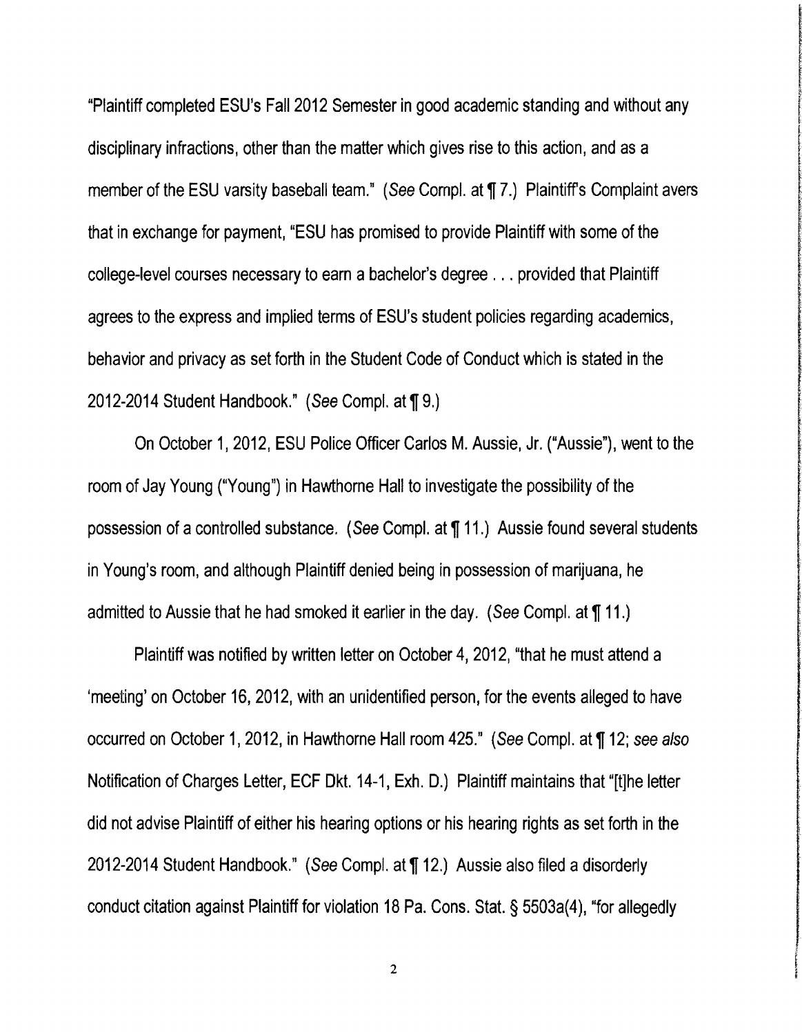"Plaintiff completed ESU's Fall 2012 Semester in good academic standing and without any disciplinary infractions, other than the matter which gives rise to this action, and as a member of the ESU varsity baseball team." (*See* Compl. at ¶ 7.) Plaintiff's Complaint avers that in exchange for payment, "ESU has promised to provide Plaintiff with some of the college-level courses necessary to earn a bachelor's degree . . . provided that Plaintiff agrees to the express and implied terms of ESU's student policies regarding academics, behavior and privacy as set forth in the Student Code of Conduct which is stated in the 2012-2014 Student Handbook." (*See* Compl. at ¶ 9.)

On October 1, 2012, ESU Police Officer Carlos M. Aussie, Jr. ("Aussie"), went to the room of Jay Young ("Young") in Hawthorne Hall to investigate the possibility of the possession of a controlled substance. (*See* Compl. at ¶ 11.) Aussie found several students in Young's room, and although Plaintiff denied being in possession of marijuana, he admitted to Aussie that he had smoked it earlier in the day. (*See* Compl. at ¶ 11.)

Plaintiff was notified by written letter on October 4, 2012, "that he must attend a 'meeting' on October 16, 2012, with an unidentified person, for the events alleged to have occurred on October 1, 2012, in Hawthorne Hall room 425." (*See* Compl. at ¶ 12; *see also* Notification of Charges Letter, ECF Dkt. 14-1, Exh. D.) Plaintiff maintains that "[t]he letter did not advise Plaintiff of either his hearing options or his hearing rights as set forth in the 2012-2014 Student Handbook." (*See* Compl. at ¶ 12.) Aussie also filed a disorderly conduct citation against Plaintiff for violation 18 Pa. Cons. Stat. § 5503a(4), "for allegedly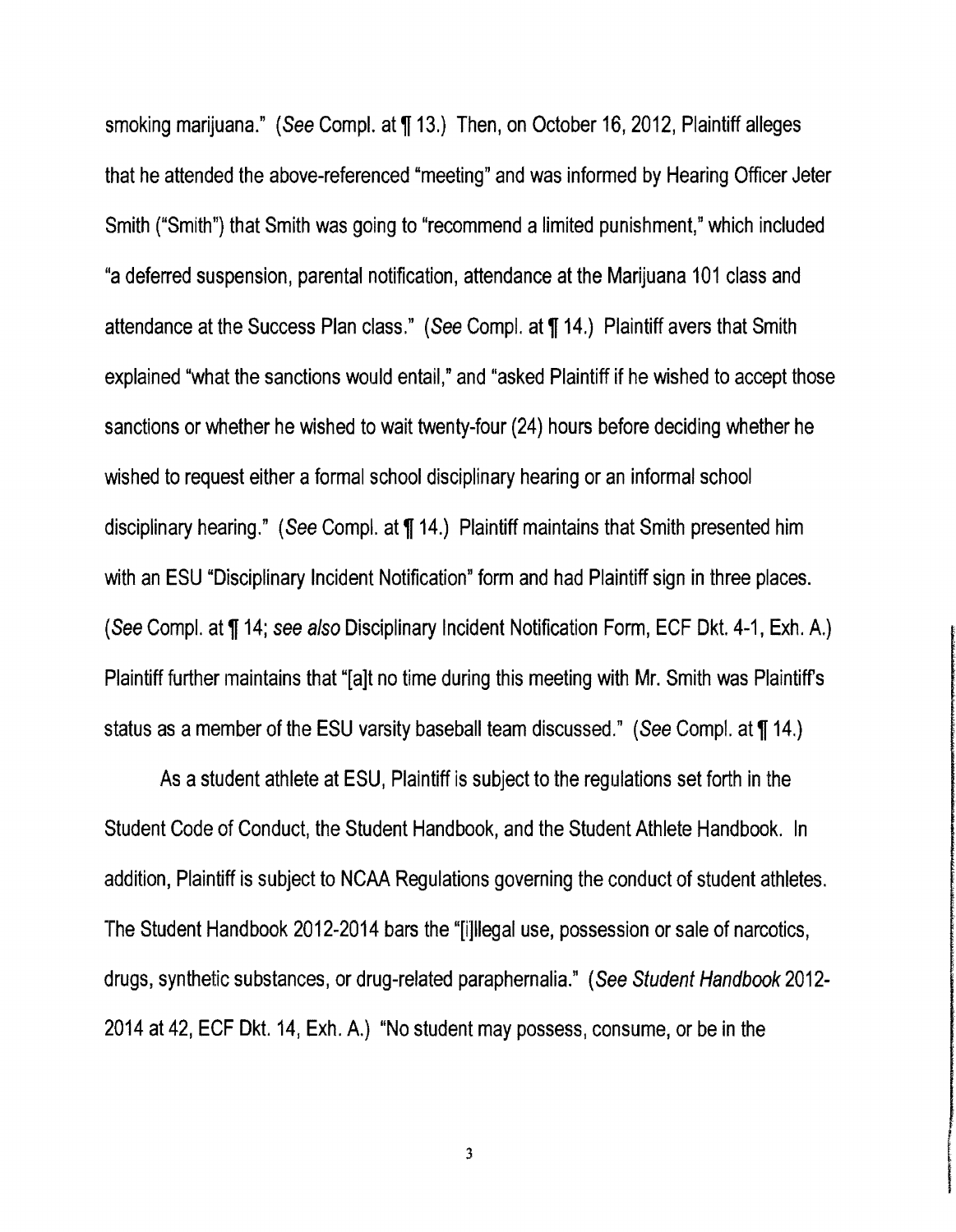smoking marijuana." (*See* Compl. at ¶ 13.) Then, on October 16, 2012, Plaintiff alleges that he attended the above-referenced "meeting" and was informed by Hearing Officer Jeter Smith ("Smith") that Smith was going to "recommend a limited punishment," which included "a deferred suspension, parental notification, attendance at the Marijuana 101 class and attendance at the Success Plan class." (*See* Compl. at ¶ 14.) Plaintiff avers that Smith explained "what the sanctions would entail," and "asked Plaintiff if he wished to accept those sanctions or whether he wished to wait twenty-four (24) hours before deciding whether he wished to request either a formal school disciplinary hearing or an informal school disciplinary hearing." (*See* Compl. at ¶ 14.) Plaintiff maintains that Smith presented him with an ESU "Disciplinary Incident Notification" form and had Plaintiff sign in three places. (*See* Compl. at ¶ 14; *see also* Disciplinary Incident Notification Form, ECF Dkt. 4-1, Exh. A.) Plaintiff further maintains that "[a]t no time during this meeting with Mr. Smith was Plaintiff's status as a member of the ESU varsity baseball team discussed." (*See* Compl. at ¶ 14.)

As a student athlete at ESU, Plaintiff is subject to the regulations set forth in the Student Code of Conduct, the Student Handbook, and the Student Athlete Handbook. In addition, Plaintiff is subject to NCAA Regulations governing the conduct of student athletes. The Student Handbook 2012-2014 bars the "[i]llegal use, possession or sale of narcotics, drugs, synthetic substances, or drug-related paraphernalia." (*See Student Handbook* 2012-2014 at 42, ECF Dkt. 14, Exh. A.) "No student may possess, consume, or be in the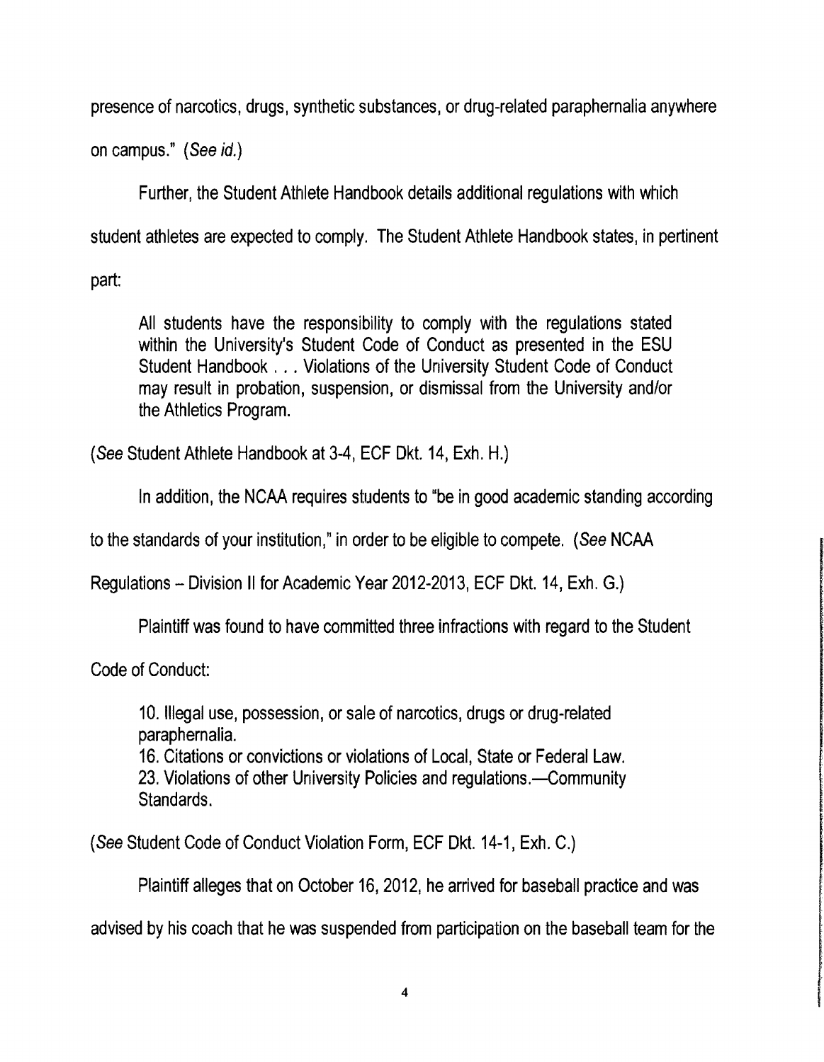presence of narcotics, drugs, synthetic substances, or drug-related paraphernalia anywhere on campus." (*See id.*)

Further, the Student Athlete Handbook details additional regulations with which student athletes are expected to comply. The Student Athlete Handbook states, in pertinent part:

> All students have the responsibility to comply with the regulations stated within the University's Student Code of Conduct as presented in the ESU Student Handbook . . . Violations of the University Student Code of Conduct may result in probation, suspension, or dismissal from the University and/or the Athletics Program.

(*See* Student Athlete Handbook at 3-4, ECF Dkt. 14, Exh. H.)

In addition, the NCAA requires students to "be in good academic standing according to the standards of your institution," in order to be eligible to compete. (*See* NCAA Regulations – Division II for Academic Year 2012-2013, ECF Dkt. 14, Exh. G.)

Plaintiff was found to have committed three infractions with regard to the Student Code of Conduct:

> 10. Illegal use, possession, or sale of narcotics, drugs or drug-related paraphernalia.
> 16. Citations or convictions or violations of Local, State or Federal Law.
> 23. Violations of other University Policies and regulations.—Community Standards.

(*See* Student Code of Conduct Violation Form, ECF Dkt. 14-1, Exh. C.)

Plaintiff alleges that on October 16, 2012, he arrived for baseball practice and was advised by his coach that he was suspended from participation on the baseball team for the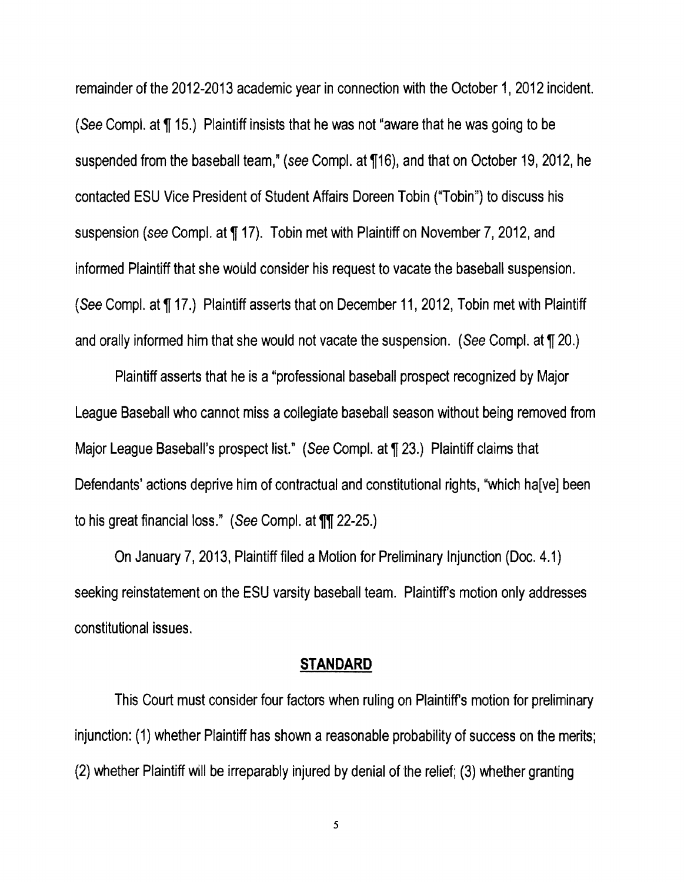remainder of the 2012-2013 academic year in connection with the October 1, 2012 incident. (*See* Compl. at ¶ 15.) Plaintiff insists that he was not "aware that he was going to be suspended from the baseball team," (*see* Compl. at ¶16), and that on October 19, 2012, he contacted ESU Vice President of Student Affairs Doreen Tobin ("Tobin") to discuss his suspension (*see* Compl. at ¶ 17). Tobin met with Plaintiff on November 7, 2012, and informed Plaintiff that she would consider his request to vacate the baseball suspension. (*See* Compl. at ¶ 17.) Plaintiff asserts that on December 11, 2012, Tobin met with Plaintiff and orally informed him that she would not vacate the suspension. (*See* Compl. at ¶ 20.)

Plaintiff asserts that he is a "professional baseball prospect recognized by Major League Baseball who cannot miss a collegiate baseball season without being removed from Major League Baseball's prospect list." (*See* Compl. at ¶ 23.) Plaintiff claims that Defendants' actions deprive him of contractual and constitutional rights, "which ha[ve] been to his great financial loss." (*See* Compl. at ¶¶ 22-25.)

On January 7, 2013, Plaintiff filed a Motion for Preliminary Injunction (Doc. 4.1) seeking reinstatement on the ESU varsity baseball team. Plaintiff's motion only addresses constitutional issues.

## STANDARD

This Court must consider four factors when ruling on Plaintiff's motion for preliminary injunction: (1) whether Plaintiff has shown a reasonable probability of success on the merits; (2) whether Plaintiff will be irreparably injured by denial of the relief; (3) whether granting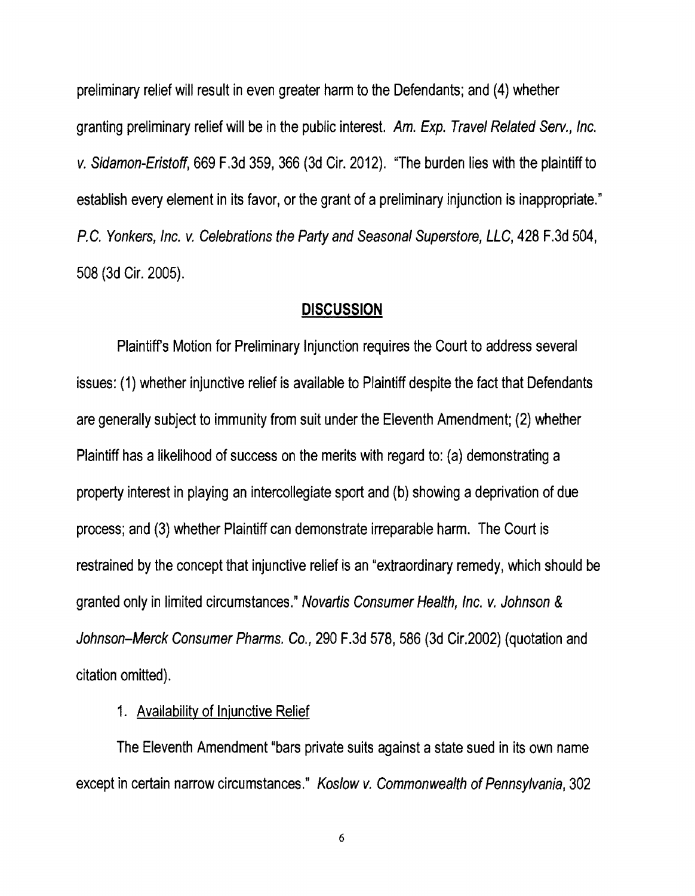preliminary relief will result in even greater harm to the Defendants; and (4) whether granting preliminary relief will be in the public interest. *Am. Exp. Travel Related Serv., Inc. v. Sidamon-Eristoff*, 669 F.3d 359, 366 (3d Cir. 2012). "The burden lies with the plaintiff to establish every element in its favor, or the grant of a preliminary injunction is inappropriate." *P.C. Yonkers, Inc. v. Celebrations the Party and Seasonal Superstore, LLC*, 428 F.3d 504, 508 (3d Cir. 2005).

## DISCUSSION

Plaintiff's Motion for Preliminary Injunction requires the Court to address several issues: (1) whether injunctive relief is available to Plaintiff despite the fact that Defendants are generally subject to immunity from suit under the Eleventh Amendment; (2) whether Plaintiff has a likelihood of success on the merits with regard to: (a) demonstrating a property interest in playing an intercollegiate sport and (b) showing a deprivation of due process; and (3) whether Plaintiff can demonstrate irreparable harm. The Court is restrained by the concept that injunctive relief is an "extraordinary remedy, which should be granted only in limited circumstances." *Novartis Consumer Health, Inc. v. Johnson & Johnson–Merck Consumer Pharms. Co.*, 290 F.3d 578, 586 (3d Cir.2002) (quotation and citation omitted).

1. Availability of Injunctive Relief

The Eleventh Amendment "bars private suits against a state sued in its own name except in certain narrow circumstances." *Koslow v. Commonwealth of Pennsylvania*, 302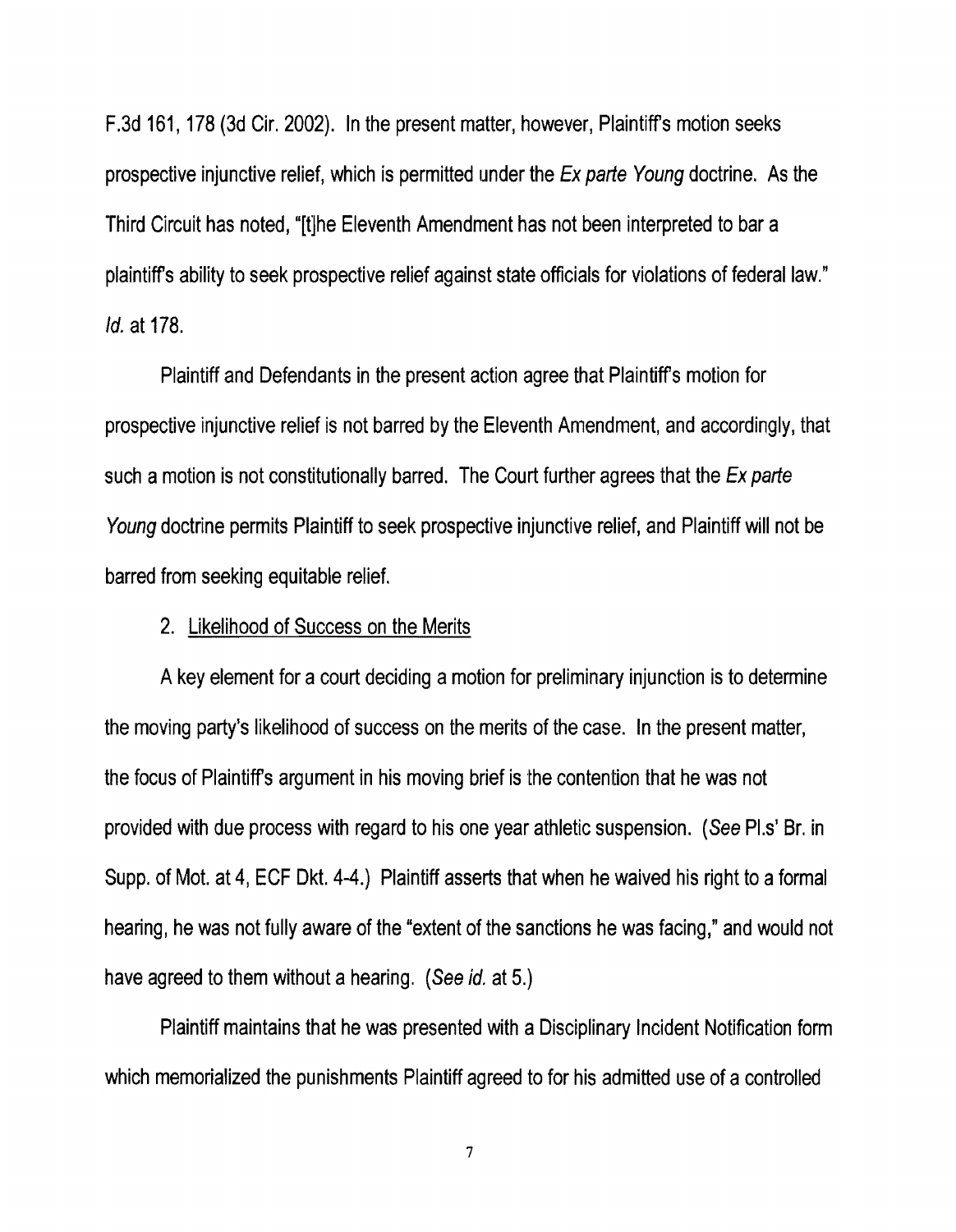F.3d 161, 178 (3d Cir. 2002). In the present matter, however, Plaintiff's motion seeks prospective injunctive relief, which is permitted under the *Ex parte Young* doctrine. As the Third Circuit has noted, "[t]he Eleventh Amendment has not been interpreted to bar a plaintiff's ability to seek prospective relief against state officials for violations of federal law." *Id.* at 178.

Plaintiff and Defendants in the present action agree that Plaintiff's motion for prospective injunctive relief is not barred by the Eleventh Amendment, and accordingly, that such a motion is not constitutionally barred. The Court further agrees that the *Ex parte Young* doctrine permits Plaintiff to seek prospective injunctive relief, and Plaintiff will not be barred from seeking equitable relief.

2. Likelihood of Success on the Merits

A key element for a court deciding a motion for preliminary injunction is to determine the moving party's likelihood of success on the merits of the case. In the present matter, the focus of Plaintiff's argument in his moving brief is the contention that he was not provided with due process with regard to his one year athletic suspension. (*See* Pl.s' Br. in Supp. of Mot. at 4, ECF Dkt. 4-4.) Plaintiff asserts that when he waived his right to a formal hearing, he was not fully aware of the "extent of the sanctions he was facing," and would not have agreed to them without a hearing. (*See id.* at 5.)

Plaintiff maintains that he was presented with a Disciplinary Incident Notification form which memorialized the punishments Plaintiff agreed to for his admitted use of a controlled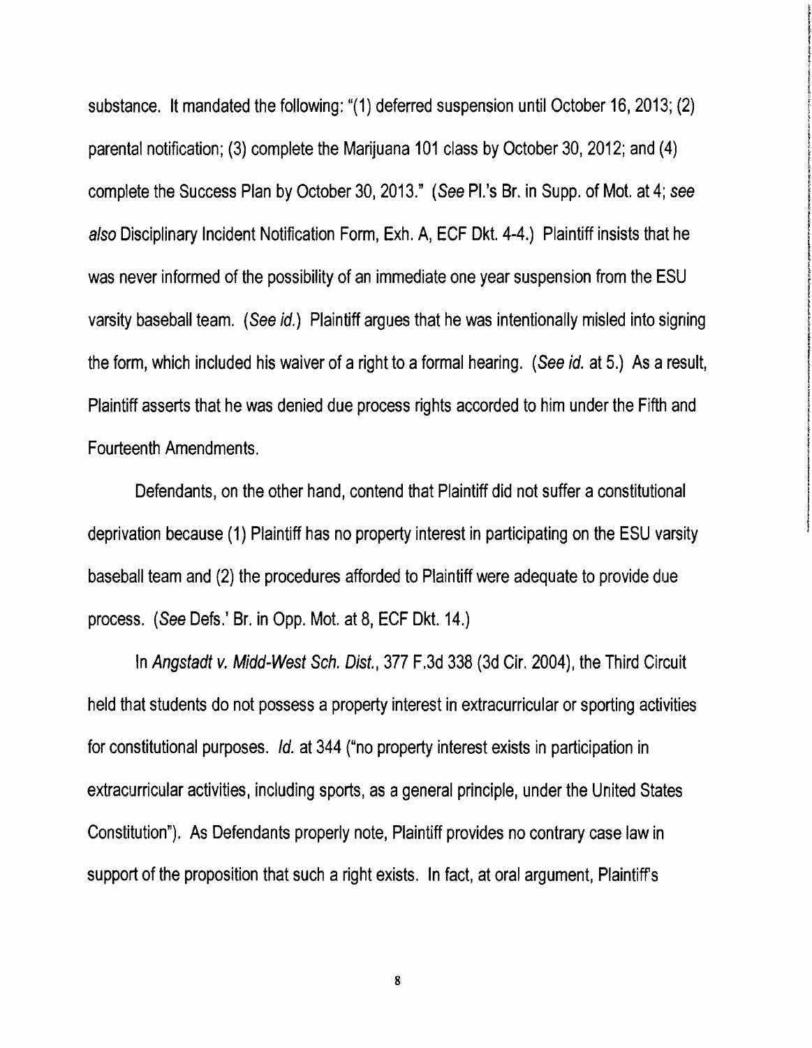substance. It mandated the following: "(1) deferred suspension until October 16, 2013; (2) parental notification; (3) complete the Marijuana 101 class by October 30, 2012; and (4) complete the Success Plan by October 30, 2013." (*See* Pl.'s Br. in Supp. of Mot. at 4; *see also* Disciplinary Incident Notification Form, Exh. A, ECF Dkt. 4-4.) Plaintiff insists that he was never informed of the possibility of an immediate one year suspension from the ESU varsity baseball team. (*See id.*) Plaintiff argues that he was intentionally misled into signing the form, which included his waiver of a right to a formal hearing. (*See id.* at 5.) As a result, Plaintiff asserts that he was denied due process rights accorded to him under the Fifth and Fourteenth Amendments.

Defendants, on the other hand, contend that Plaintiff did not suffer a constitutional deprivation because (1) Plaintiff has no property interest in participating on the ESU varsity baseball team and (2) the procedures afforded to Plaintiff were adequate to provide due process. (*See* Defs.' Br. in Opp. Mot. at 8, ECF Dkt. 14.)

In *Angstadt v. Midd-West Sch. Dist.*, 377 F.3d 338 (3d Cir. 2004), the Third Circuit held that students do not possess a property interest in extracurricular or sporting activities for constitutional purposes. *Id.* at 344 ("no property interest exists in participation in extracurricular activities, including sports, as a general principle, under the United States Constitution"). As Defendants properly note, Plaintiff provides no contrary case law in support of the proposition that such a right exists. In fact, at oral argument, Plaintiff's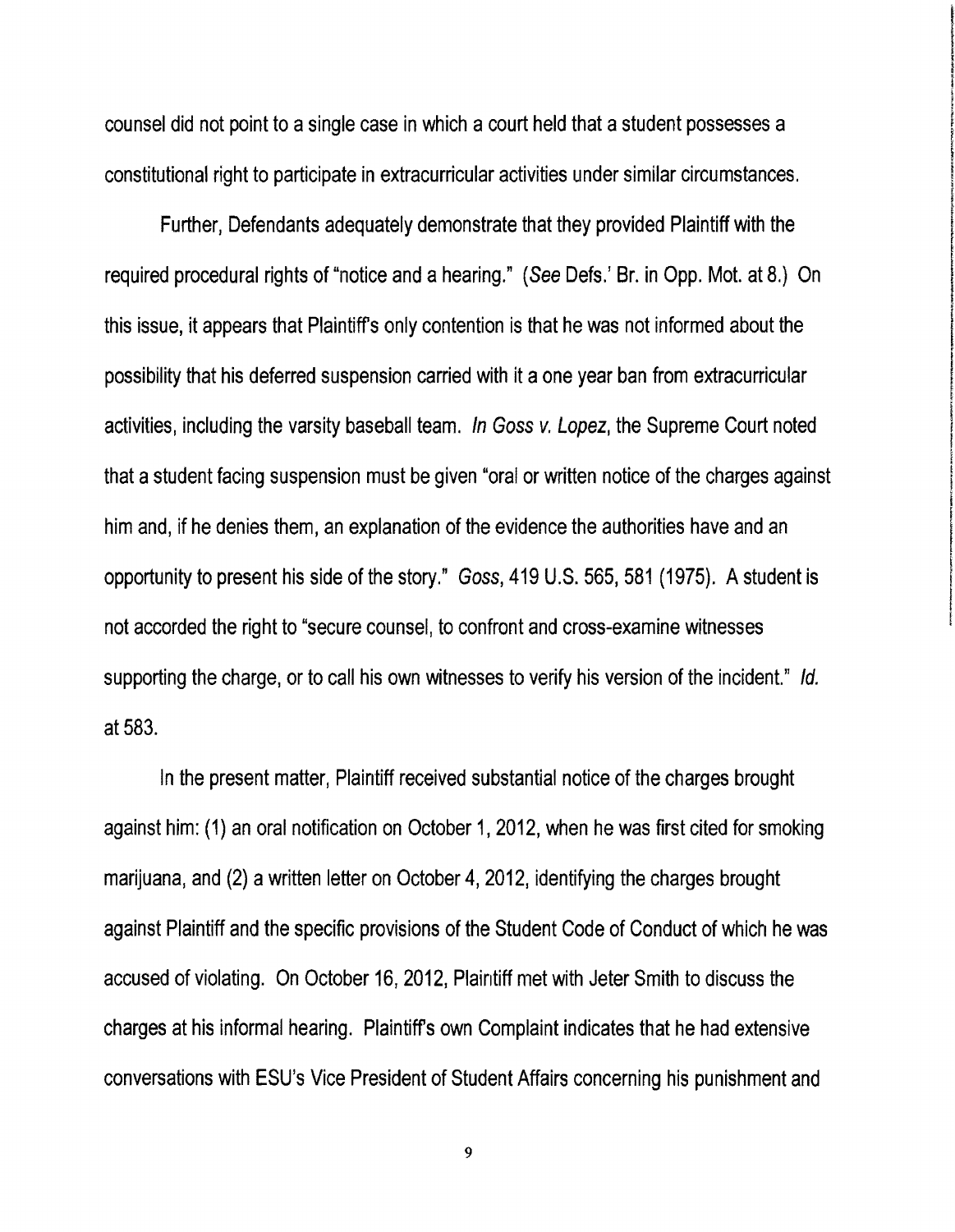counsel did not point to a single case in which a court held that a student possesses a constitutional right to participate in extracurricular activities under similar circumstances.

Further, Defendants adequately demonstrate that they provided Plaintiff with the required procedural rights of "notice and a hearing." (*See* Defs.' Br. in Opp. Mot. at 8.) On this issue, it appears that Plaintiff's only contention is that he was not informed about the possibility that his deferred suspension carried with it a one year ban from extracurricular activities, including the varsity baseball team. *In Goss v. Lopez*, the Supreme Court noted that a student facing suspension must be given "oral or written notice of the charges against him and, if he denies them, an explanation of the evidence the authorities have and an opportunity to present his side of the story." *Goss*, 419 U.S. 565, 581 (1975). A student is not accorded the right to "secure counsel, to confront and cross-examine witnesses supporting the charge, or to call his own witnesses to verify his version of the incident." *Id.* at 583.

In the present matter, Plaintiff received substantial notice of the charges brought against him: (1) an oral notification on October 1, 2012, when he was first cited for smoking marijuana, and (2) a written letter on October 4, 2012, identifying the charges brought against Plaintiff and the specific provisions of the Student Code of Conduct of which he was accused of violating. On October 16, 2012, Plaintiff met with Jeter Smith to discuss the charges at his informal hearing. Plaintiff's own Complaint indicates that he had extensive conversations with ESU's Vice President of Student Affairs concerning his punishment and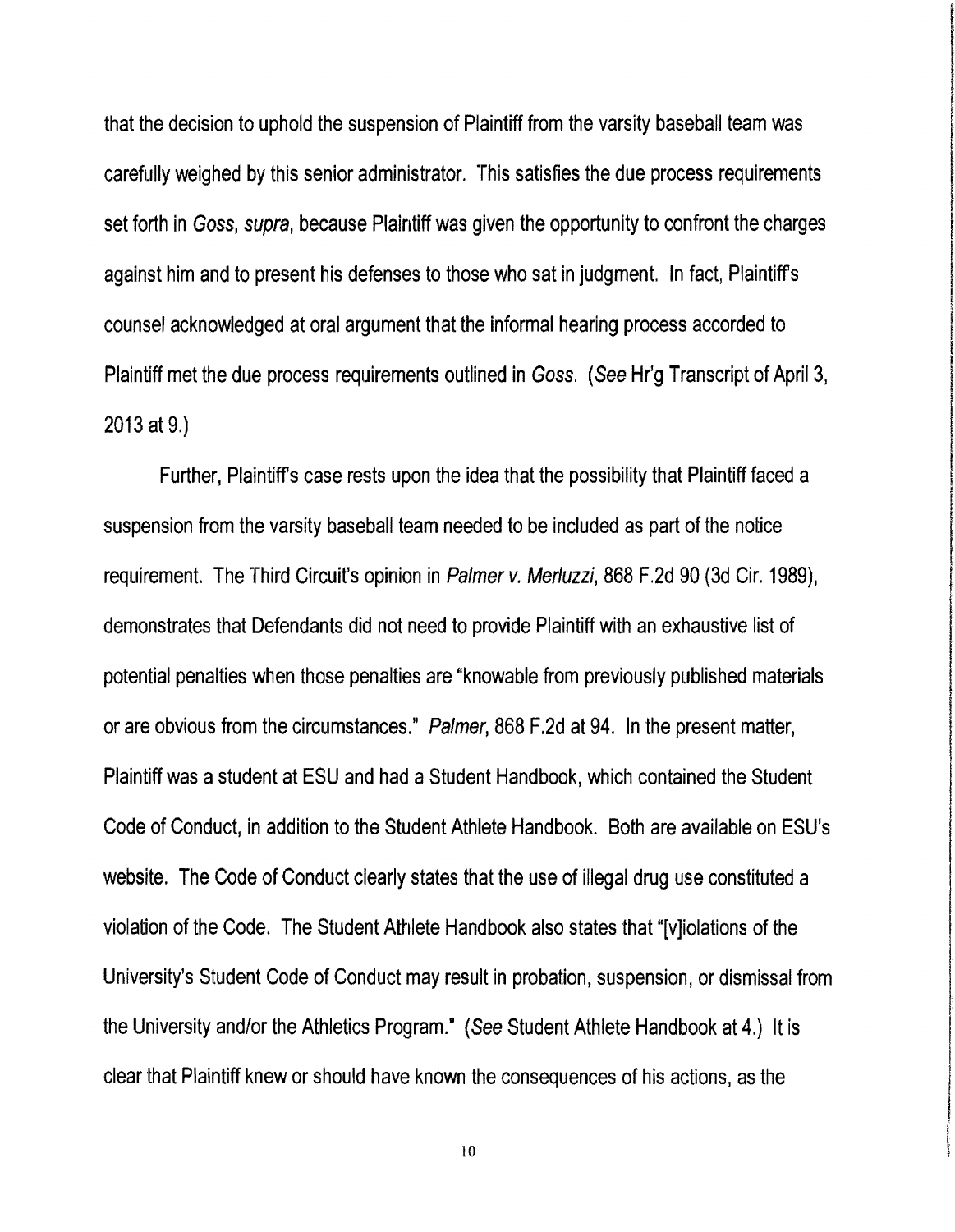that the decision to uphold the suspension of Plaintiff from the varsity baseball team was carefully weighed by this senior administrator. This satisfies the due process requirements set forth in *Goss*, *supra*, because Plaintiff was given the opportunity to confront the charges against him and to present his defenses to those who sat in judgment. In fact, Plaintiff's counsel acknowledged at oral argument that the informal hearing process accorded to Plaintiff met the due process requirements outlined in *Goss*. (*See* Hr'g Transcript of April 3, 2013 at 9.)

Further, Plaintiff's case rests upon the idea that the possibility that Plaintiff faced a suspension from the varsity baseball team needed to be included as part of the notice requirement. The Third Circuit's opinion in *Palmer v. Merluzzi*, 868 F.2d 90 (3d Cir. 1989), demonstrates that Defendants did not need to provide Plaintiff with an exhaustive list of potential penalties when those penalties are "knowable from previously published materials or are obvious from the circumstances." *Palmer*, 868 F.2d at 94. In the present matter, Plaintiff was a student at ESU and had a Student Handbook, which contained the Student Code of Conduct, in addition to the Student Athlete Handbook. Both are available on ESU's website. The Code of Conduct clearly states that the use of illegal drug use constituted a violation of the Code. The Student Athlete Handbook also states that "[v]iolations of the University's Student Code of Conduct may result in probation, suspension, or dismissal from the University and/or the Athletics Program." (*See* Student Athlete Handbook at 4.) It is clear that Plaintiff knew or should have known the consequences of his actions, as the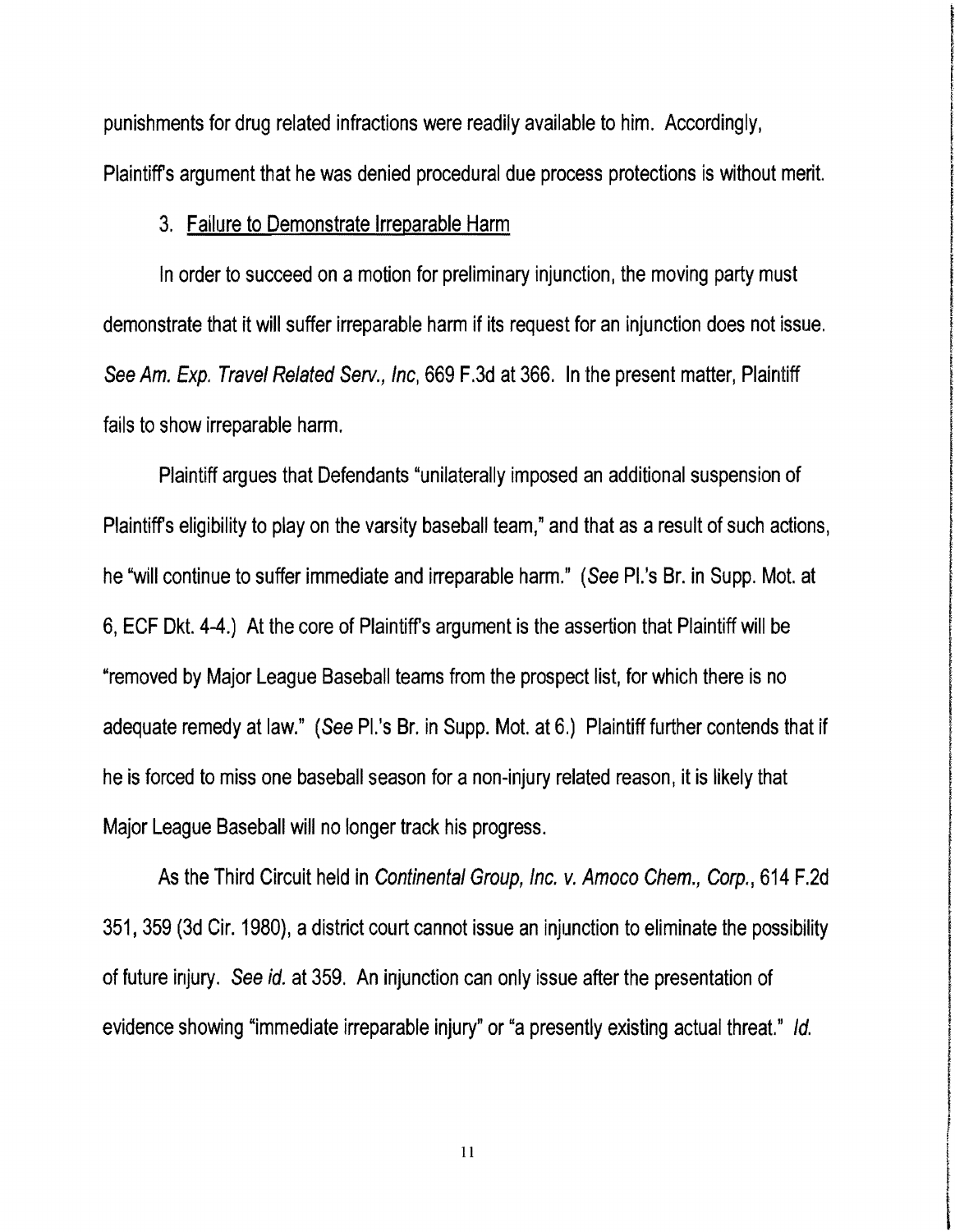punishments for drug related infractions were readily available to him. Accordingly, Plaintiff's argument that he was denied procedural due process protections is without merit.

3. Failure to Demonstrate Irreparable Harm

In order to succeed on a motion for preliminary injunction, the moving party must demonstrate that it will suffer irreparable harm if its request for an injunction does not issue. *See Am. Exp. Travel Related Serv., Inc*, 669 F.3d at 366. In the present matter, Plaintiff fails to show irreparable harm.

Plaintiff argues that Defendants "unilaterally imposed an additional suspension of Plaintiff's eligibility to play on the varsity baseball team," and that as a result of such actions, he "will continue to suffer immediate and irreparable harm." (*See* Pl.'s Br. in Supp. Mot. at 6, ECF Dkt. 4-4.) At the core of Plaintiff's argument is the assertion that Plaintiff will be "removed by Major League Baseball teams from the prospect list, for which there is no adequate remedy at law." (*See* Pl.'s Br. in Supp. Mot. at 6.) Plaintiff further contends that if he is forced to miss one baseball season for a non-injury related reason, it is likely that Major League Baseball will no longer track his progress.

As the Third Circuit held in *Continental Group, Inc. v. Amoco Chem., Corp.*, 614 F.2d 351, 359 (3d Cir. 1980), a district court cannot issue an injunction to eliminate the possibility of future injury. *See id.* at 359. An injunction can only issue after the presentation of evidence showing "immediate irreparable injury" or "a presently existing actual threat." *Id.*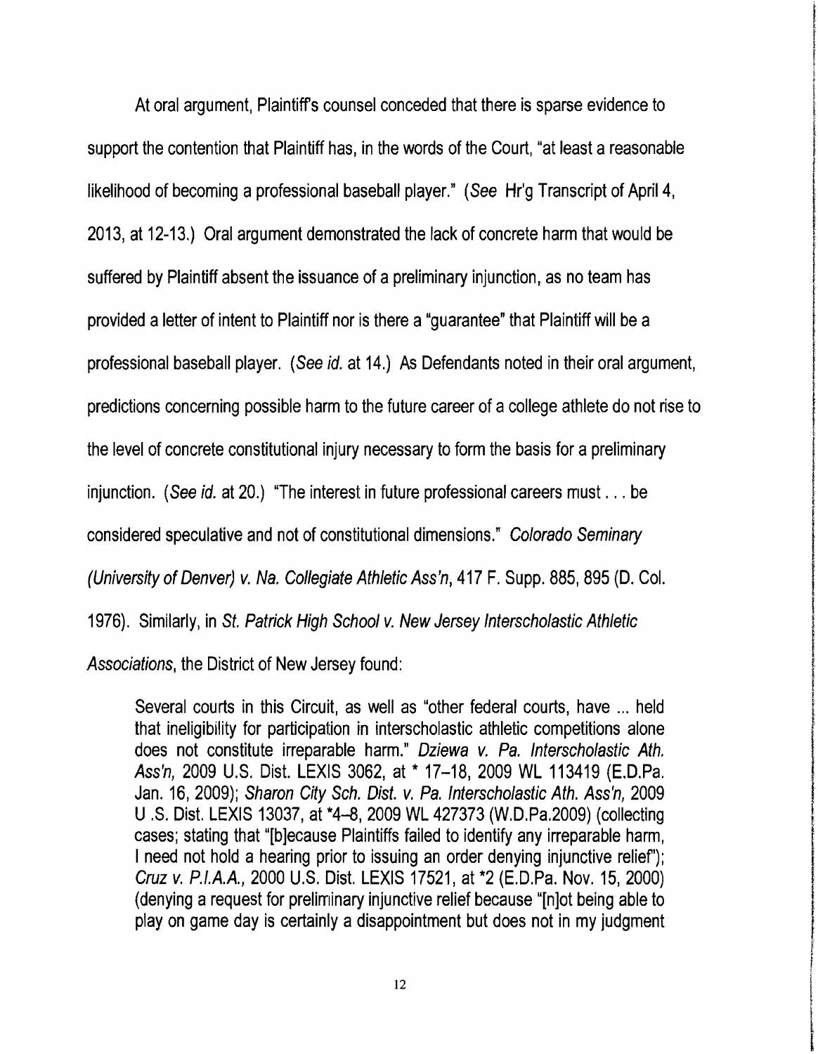At oral argument, Plaintiff's counsel conceded that there is sparse evidence to support the contention that Plaintiff has, in the words of the Court, "at least a reasonable likelihood of becoming a professional baseball player." (*See* Hr'g Transcript of April 4, 2013, at 12-13.) Oral argument demonstrated the lack of concrete harm that would be suffered by Plaintiff absent the issuance of a preliminary injunction, as no team has provided a letter of intent to Plaintiff nor is there a "guarantee" that Plaintiff will be a professional baseball player. (*See id.* at 14.) As Defendants noted in their oral argument, predictions concerning possible harm to the future career of a college athlete do not rise to the level of concrete constitutional injury necessary to form the basis for a preliminary injunction. (*See id.* at 20.) "The interest in future professional careers must . . . be considered speculative and not of constitutional dimensions." *Colorado Seminary (University of Denver) v. Na. Collegiate Athletic Ass'n*, 417 F. Supp. 885, 895 (D. Col. 1976). Similarly, in *St. Patrick High School v. New Jersey Interscholastic Athletic Associations*, the District of New Jersey found:

> Several courts in this Circuit, as well as "other federal courts, have ... held that ineligibility for participation in interscholastic athletic competitions alone does not constitute irreparable harm." *Dziewa v. Pa. Interscholastic Ath. Ass'n,* 2009 U.S. Dist. LEXIS 3062, at * 17–18, 2009 WL 113419 (E.D.Pa. Jan. 16, 2009); *Sharon City Sch. Dist. v. Pa. Interscholastic Ath. Ass'n,* 2009 U .S. Dist. LEXIS 13037, at *4–8, 2009 WL 427373 (W.D.Pa.2009) (collecting cases; stating that "[b]ecause Plaintiffs failed to identify any irreparable harm, I need not hold a hearing prior to issuing an order denying injunctive relief"); *Cruz v. P.I.A.A.,* 2000 U.S. Dist. LEXIS 17521, at *2 (E.D.Pa. Nov. 15, 2000) (denying a request for preliminary injunctive relief because "[n]ot being able to play on game day is certainly a disappointment but does not in my judgment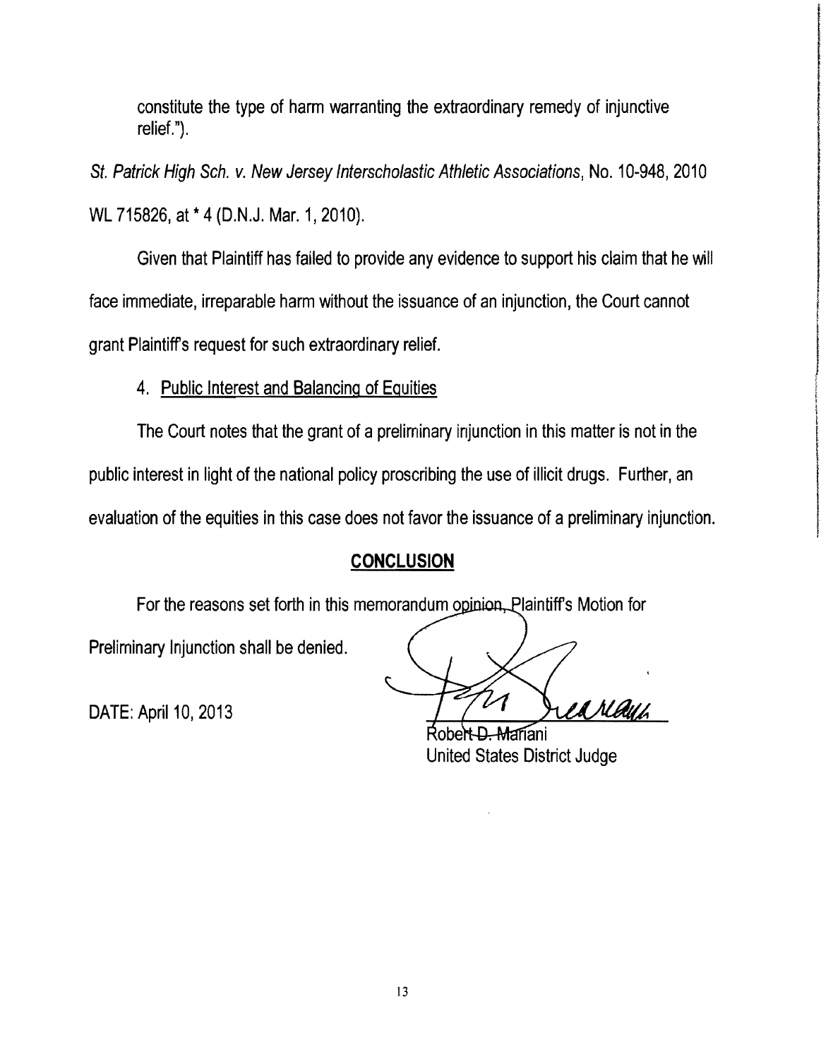constitute the type of harm warranting the extraordinary remedy of injunctive relief.").

*St. Patrick High Sch. v. New Jersey Interscholastic Athletic Associations*, No. 10-948, 2010 WL 715826, at * 4 (D.N.J. Mar. 1, 2010).

Given that Plaintiff has failed to provide any evidence to support his claim that he will face immediate, irreparable harm without the issuance of an injunction, the Court cannot grant Plaintiff's request for such extraordinary relief.

4. Public Interest and Balancing of Equities

The Court notes that the grant of a preliminary injunction in this matter is not in the public interest in light of the national policy proscribing the use of illicit drugs. Further, an evaluation of the equities in this case does not favor the issuance of a preliminary injunction.

## CONCLUSION

For the reasons set forth in this memorandum opinion, Plaintiff's Motion for Preliminary Injunction shall be denied.

DATE: April 10, 2013

Robert D. Mariani
United States District Judge